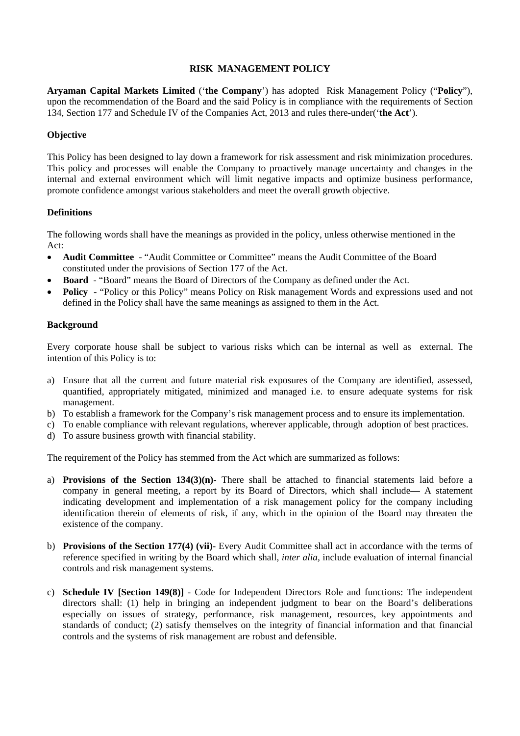# RISK MANAGEMENT POLICY

**Aryaman Capital Markets Limited** ('**the Company**') has adopted Risk Management Policy ("**Policy**"), upon the recommendation of the Board and the said Policy is in compliance with the requirements of Section 134, Section 177 and Schedule IV of the Companies Act, 2013 and rules there-under('**the Act**').

## Objective

This Policy has been designed to lay down a framework for risk assessment and risk minimization procedures. This policy and processes will enable the Company to proactively manage uncertainty and changes in the internal and external environment which will limit negative impacts and optimize business performance, promote confidence amongst various stakeholders and meet the overall growth objective.

## Definitions

The following words shall have the meanings as provided in the policy, unless otherwise mentioned in the Act:

- **Audit Committee** - "Audit Committee or Committee" means the Audit Committee of the Board constituted under the provisions of Section 177 of the Act.
- **Board** - "Board" means the Board of Directors of the Company as defined under the Act.
- **Policy** - "Policy or this Policy" means Policy on Risk management Words and expressions used and not defined in the Policy shall have the same meanings as assigned to them in the Act.

## Background

Every corporate house shall be subject to various risks which can be internal as well as external. The intention of this Policy is to:

a) Ensure that all the current and future material risk exposures of the Company are identified, assessed, quantified, appropriately mitigated, minimized and managed i.e. to ensure adequate systems for risk management.
b) To establish a framework for the Company's risk management process and to ensure its implementation.
c) To enable compliance with relevant regulations, wherever applicable, through adoption of best practices.
d) To assure business growth with financial stability.

The requirement of the Policy has stemmed from the Act which are summarized as follows:

a) **Provisions of the Section 134(3)(n)-** There shall be attached to financial statements laid before a company in general meeting, a report by its Board of Directors, which shall include— A statement indicating development and implementation of a risk management policy for the company including identification therein of elements of risk, if any, which in the opinion of the Board may threaten the existence of the company.

b) **Provisions of the Section 177(4) (vii)-** Every Audit Committee shall act in accordance with the terms of reference specified in writing by the Board which shall, *inter alia,* include evaluation of internal financial controls and risk management systems.

c) **Schedule IV [Section 149(8)]** - Code for Independent Directors Role and functions: The independent directors shall: (1) help in bringing an independent judgment to bear on the Board's deliberations especially on issues of strategy, performance, risk management, resources, key appointments and standards of conduct; (2) satisfy themselves on the integrity of financial information and that financial controls and the systems of risk management are robust and defensible.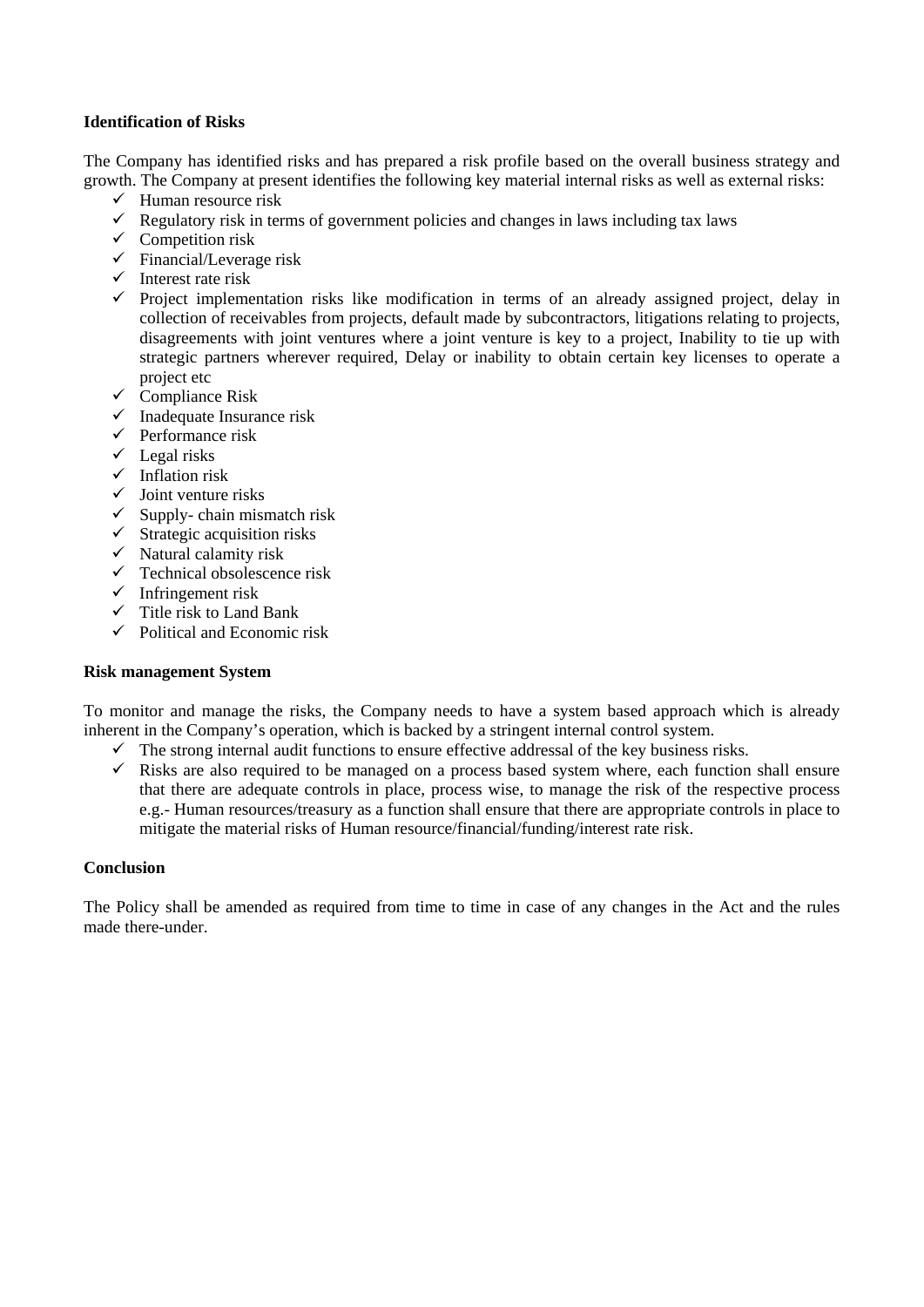**Identification of Risks**

The Company has identified risks and has prepared a risk profile based on the overall business strategy and growth. The Company at present identifies the following key material internal risks as well as external risks:

- ✓ Human resource risk
- ✓ Regulatory risk in terms of government policies and changes in laws including tax laws
- ✓ Competition risk
- ✓ Financial/Leverage risk
- ✓ Interest rate risk
- ✓ Project implementation risks like modification in terms of an already assigned project, delay in collection of receivables from projects, default made by subcontractors, litigations relating to projects, disagreements with joint ventures where a joint venture is key to a project, Inability to tie up with strategic partners wherever required, Delay or inability to obtain certain key licenses to operate a project etc
- ✓ Compliance Risk
- ✓ Inadequate Insurance risk
- ✓ Performance risk
- ✓ Legal risks
- ✓ Inflation risk
- ✓ Joint venture risks
- ✓ Supply- chain mismatch risk
- ✓ Strategic acquisition risks
- ✓ Natural calamity risk
- ✓ Technical obsolescence risk
- ✓ Infringement risk
- ✓ Title risk to Land Bank
- ✓ Political and Economic risk

**Risk management System**

To monitor and manage the risks, the Company needs to have a system based approach which is already inherent in the Company's operation, which is backed by a stringent internal control system.

- ✓ The strong internal audit functions to ensure effective addressal of the key business risks.
- ✓ Risks are also required to be managed on a process based system where, each function shall ensure that there are adequate controls in place, process wise, to manage the risk of the respective process e.g.- Human resources/treasury as a function shall ensure that there are appropriate controls in place to mitigate the material risks of Human resource/financial/funding/interest rate risk.

**Conclusion**

The Policy shall be amended as required from time to time in case of any changes in the Act and the rules made there-under.